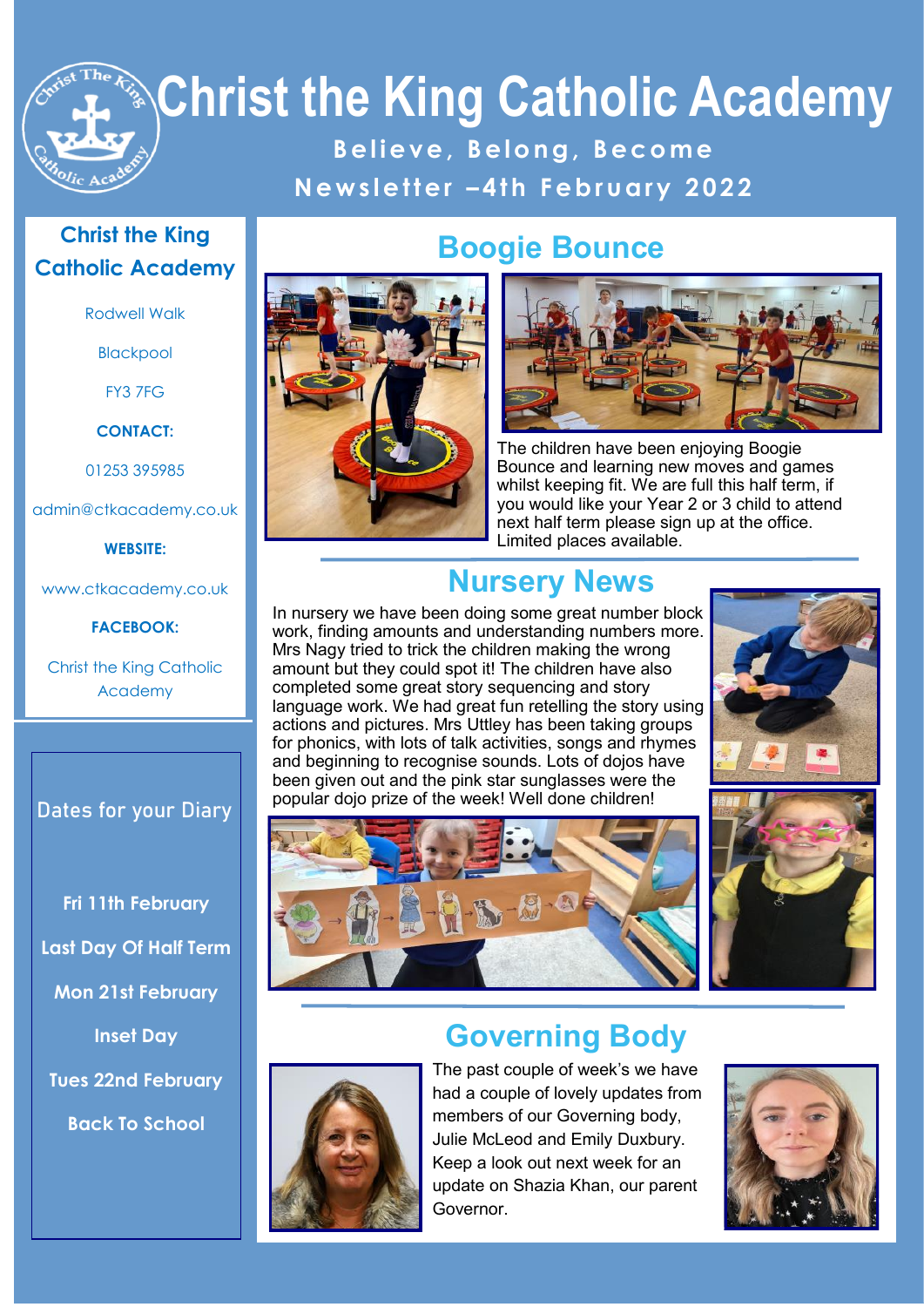# Christ the King Catholic Academy

**Believe, Belong, Become**

**Newsletter –4th February 2022**

## Christ the King Catholic Academy

Rodwell Walk

Blackpool

FY3 7FG

**CONTACT:**

01253 395985

admin@ctkacademy.co.uk

**WEBSITE:**

www.ctkacademy.co.uk

**FACEBOOK:**

Christ the King Catholic Academy

## Dates for your Diary

**Fri 11th February**

**Last Day Of Half Term**

**Mon 21st February**

**Inset Day**

**Tues 22nd February**

**Back To School**

## Boogie Bounce

The children have been enjoying Boogie Bounce and learning new moves and games whilst keeping fit. We are full this half term, if you would like your Year 2 or 3 child to attend next half term please sign up at the office. Limited places available.

## Nursery News

In nursery we have been doing some great number block work, finding amounts and understanding numbers more. Mrs Nagy tried to trick the children making the wrong amount but they could spot it! The children have also completed some great story sequencing and story language work. We had great fun retelling the story using actions and pictures. Mrs Uttley has been taking groups for phonics, with lots of talk activities, songs and rhymes and beginning to recognise sounds. Lots of dojos have been given out and the pink star sunglasses were the popular dojo prize of the week! Well done children!

## Governing Body

The past couple of week's we have had a couple of lovely updates from members of our Governing body, Julie McLeod and Emily Duxbury. Keep a look out next week for an update on Shazia Khan, our parent Governor.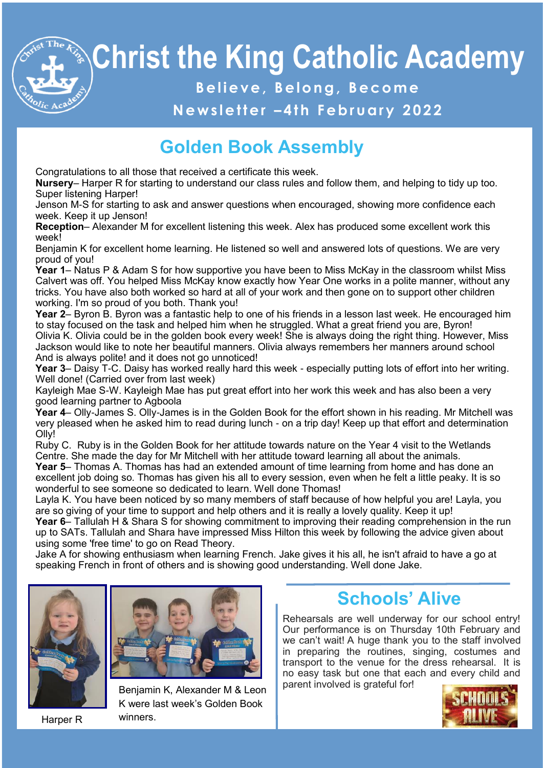# Christ the King Catholic Academy

**Believe, Belong, Become**

**Newsletter –4th February 2022**

## Golden Book Assembly

Congratulations to all those that received a certificate this week.

**Nursery**– Harper R for starting to understand our class rules and follow them, and helping to tidy up too. Super listening Harper!

Jenson M-S for starting to ask and answer questions when encouraged, showing more confidence each week. Keep it up Jenson!

**Reception**– Alexander M for excellent listening this week. Alex has produced some excellent work this week!

Benjamin K for excellent home learning. He listened so well and answered lots of questions. We are very proud of you!

**Year 1**– Natus P & Adam S for how supportive you have been to Miss McKay in the classroom whilst Miss Calvert was off. You helped Miss McKay know exactly how Year One works in a polite manner, without any tricks. You have also both worked so hard at all of your work and then gone on to support other children working. I'm so proud of you both. Thank you!

**Year 2**– Byron B. Byron was a fantastic help to one of his friends in a lesson last week. He encouraged him to stay focused on the task and helped him when he struggled. What a great friend you are, Byron!

Olivia K. Olivia could be in the golden book every week! She is always doing the right thing. However, Miss Jackson would like to note her beautiful manners. Olivia always remembers her manners around school And is always polite! and it does not go unnoticed!

**Year 3**– Daisy T-C. Daisy has worked really hard this week - especially putting lots of effort into her writing. Well done! (Carried over from last week)

Kayleigh Mae S-W. Kayleigh Mae has put great effort into her work this week and has also been a very good learning partner to Agboola

**Year 4**– Olly-James S. Olly-James is in the Golden Book for the effort shown in his reading. Mr Mitchell was very pleased when he asked him to read during lunch - on a trip day! Keep up that effort and determination Olly!

Ruby C. Ruby is in the Golden Book for her attitude towards nature on the Year 4 visit to the Wetlands Centre. She made the day for Mr Mitchell with her attitude toward learning all about the animals.

**Year 5**– Thomas A. Thomas has had an extended amount of time learning from home and has done an excellent job doing so. Thomas has given his all to every session, even when he felt a little peaky. It is so wonderful to see someone so dedicated to learn. Well done Thomas!

Layla K. You have been noticed by so many members of staff because of how helpful you are! Layla, you are so giving of your time to support and help others and it is really a lovely quality. Keep it up!

**Year 6**– Tallulah H & Shara S for showing commitment to improving their reading comprehension in the run up to SATs. Tallulah and Shara have impressed Miss Hilton this week by following the advice given about using some 'free time' to go on Read Theory.

Jake A for showing enthusiasm when learning French. Jake gives it his all, he isn't afraid to have a go at speaking French in front of others and is showing good understanding. Well done Jake.

Harper R

Benjamin K, Alexander M & Leon K were last week's Golden Book winners.

## Schools' Alive

Rehearsals are well underway for our school entry! Our performance is on Thursday 10th February and we can't wait! A huge thank you to the staff involved in preparing the routines, singing, costumes and transport to the venue for the dress rehearsal. It is no easy task but one that each and every child and parent involved is grateful for!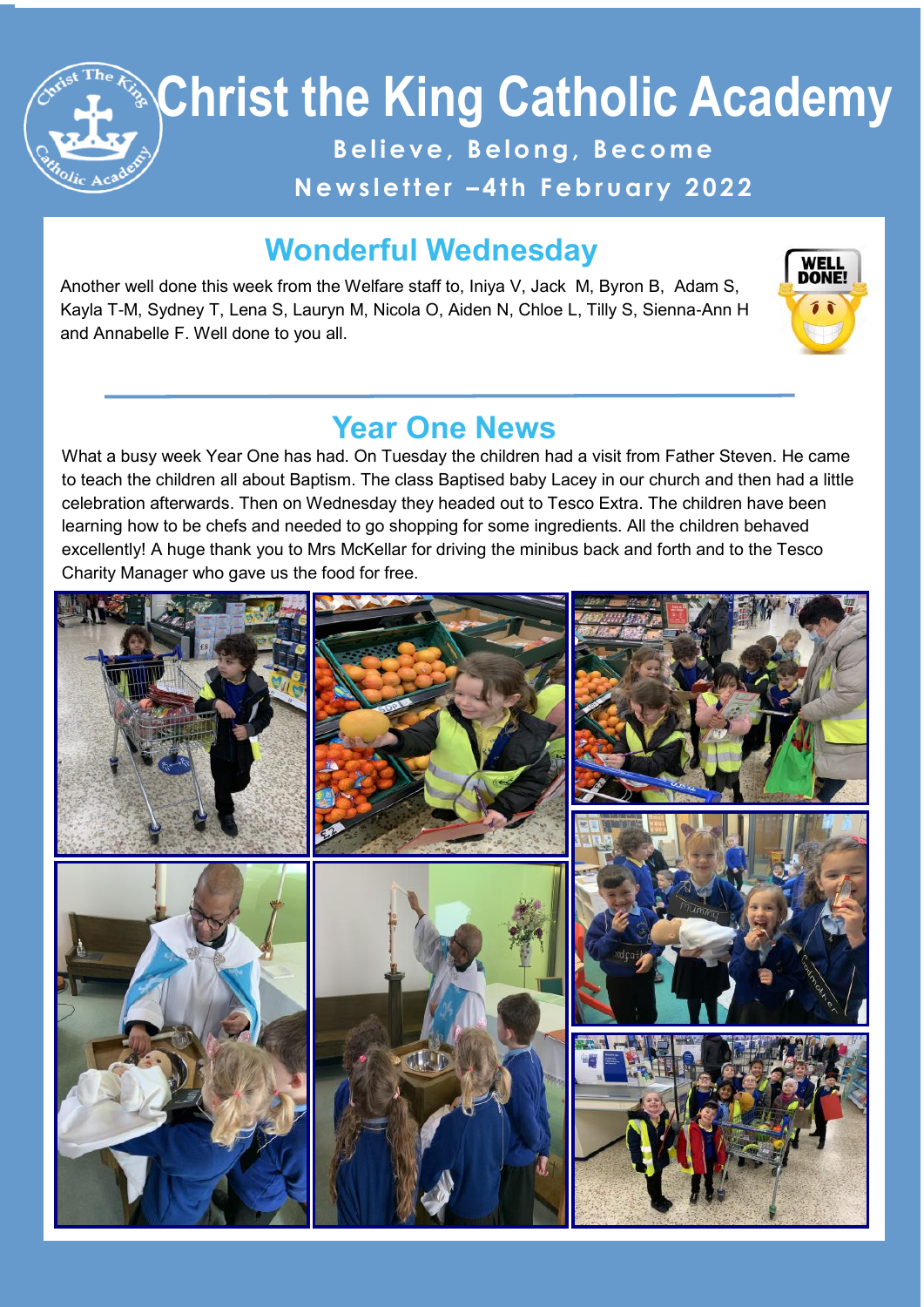# Christ the King Catholic Academy

**Believe, Belong, Become**

**Newsletter –4th February 2022**

## Wonderful Wednesday

Another well done this week from the Welfare staff to, Iniya V, Jack M, Byron B, Adam S, Kayla T-M, Sydney T, Lena S, Lauryn M, Nicola O, Aiden N, Chloe L, Tilly S, Sienna-Ann H and Annabelle F. Well done to you all.

## Year One News

What a busy week Year One has had. On Tuesday the children had a visit from Father Steven. He came to teach the children all about Baptism. The class Baptised baby Lacey in our church and then had a little celebration afterwards. Then on Wednesday they headed out to Tesco Extra. The children have been learning how to be chefs and needed to go shopping for some ingredients. All the children behaved excellently! A huge thank you to Mrs McKellar for driving the minibus back and forth and to the Tesco Charity Manager who gave us the food for free.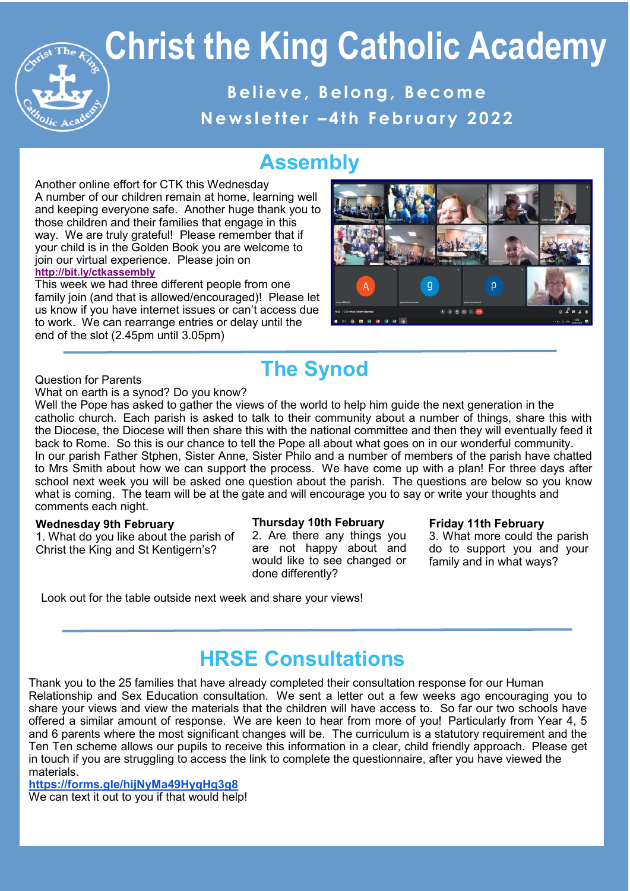# Christ the King Catholic Academy

**Believe, Belong, Become**

**Newsletter –4th February 2022**

## Assembly

Another online effort for CTK this Wednesday

A number of our children remain at home, learning well and keeping everyone safe. Another huge thank you to those children and their families that engage in this way. We are truly grateful! Please remember that if your child is in the Golden Book you are welcome to join our virtual experience. Please join on

**http://bit.ly/ctkassembly**

This week we had three different people from one family join (and that is allowed/encouraged)! Please let us know if you have internet issues or can't access due to work. We can rearrange entries or delay until the end of the slot (2.45pm until 3.05pm)

## The Synod

Question for Parents

What on earth is a synod? Do you know?

Well the Pope has asked to gather the views of the world to help him guide the next generation in the catholic church. Each parish is asked to talk to their community about a number of things, share this with the Diocese, the Diocese will then share this with the national committee and then they will eventually feed it back to Rome. So this is our chance to tell the Pope all about what goes on in our wonderful community.

In our parish Father Stphen, Sister Anne, Sister Philo and a number of members of the parish have chatted to Mrs Smith about how we can support the process. We have come up with a plan! For three days after school next week you will be asked one question about the parish. The questions are below so you know what is coming. The team will be at the gate and will encourage you to say or write your thoughts and comments each night.

**Wednesday 9th February**

1. What do you like about the parish of Christ the King and St Kentigern's?

**Thursday 10th February**

2. Are there any things you are not happy about and would like to see changed or done differently?

**Friday 11th February**

3. What more could the parish do to support you and your family and in what ways?

Look out for the table outside next week and share your views!

## HRSE Consultations

Thank you to the 25 families that have already completed their consultation response for our Human Relationship and Sex Education consultation. We sent a letter out a few weeks ago encouraging you to share your views and view the materials that the children will have access to. So far our two schools have offered a similar amount of response. We are keen to hear from more of you! Particularly from Year 4, 5 and 6 parents where the most significant changes will be. The curriculum is a statutory requirement and the Ten Ten scheme allows our pupils to receive this information in a clear, child friendly approach. Please get in touch if you are struggling to access the link to complete the questionnaire, after you have viewed the materials.

**https://forms.gle/hijNyMa49HyqHg3g8**

We can text it out to you if that would help!